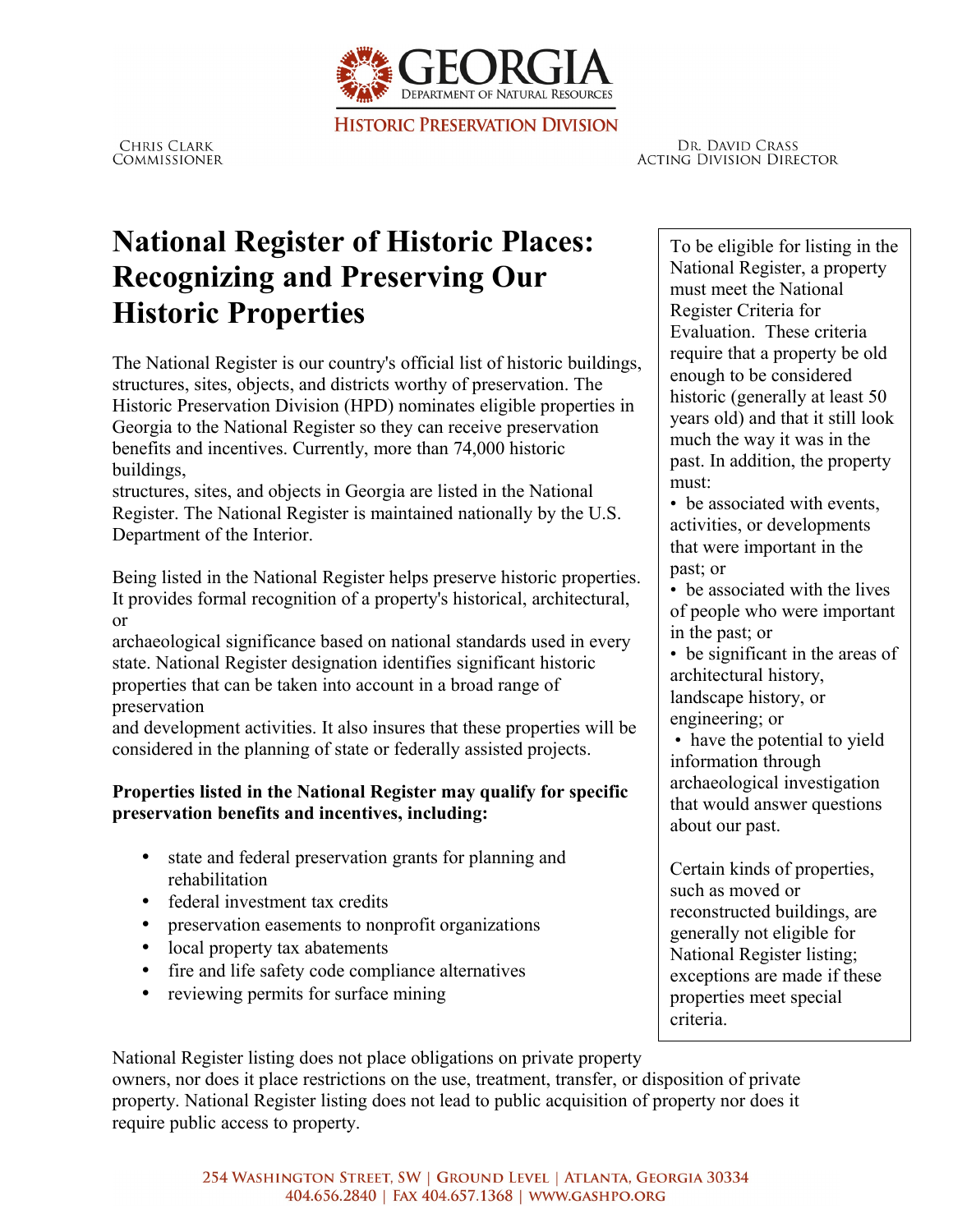GEORGIA
DEPARTMENT OF NATURAL RESOURCES

HISTORIC PRESERVATION DIVISION

CHRIS CLARK
COMMISSIONER

DR. DAVID CRASS
ACTING DIVISION DIRECTOR

# National Register of Historic Places: Recognizing and Preserving Our Historic Properties

The National Register is our country's official list of historic buildings, structures, sites, objects, and districts worthy of preservation. The Historic Preservation Division (HPD) nominates eligible properties in Georgia to the National Register so they can receive preservation benefits and incentives. Currently, more than 74,000 historic buildings, structures, sites, and objects in Georgia are listed in the National Register. The National Register is maintained nationally by the U.S. Department of the Interior.

Being listed in the National Register helps preserve historic properties. It provides formal recognition of a property's historical, architectural, or archaeological significance based on national standards used in every state. National Register designation identifies significant historic properties that can be taken into account in a broad range of preservation and development activities. It also insures that these properties will be considered in the planning of state or federally assisted projects.

**Properties listed in the National Register may qualify for specific preservation benefits and incentives, including:**

- state and federal preservation grants for planning and rehabilitation
- federal investment tax credits
- preservation easements to nonprofit organizations
- local property tax abatements
- fire and life safety code compliance alternatives
- reviewing permits for surface mining

To be eligible for listing in the National Register, a property must meet the National Register Criteria for Evaluation. These criteria require that a property be old enough to be considered historic (generally at least 50 years old) and that it still look much the way it was in the past. In addition, the property must:

- be associated with events, activities, or developments that were important in the past; or
- be associated with the lives of people who were important in the past; or
- be significant in the areas of architectural history, landscape history, or engineering; or
- have the potential to yield information through archaeological investigation that would answer questions about our past.

Certain kinds of properties, such as moved or reconstructed buildings, are generally not eligible for National Register listing; exceptions are made if these properties meet special criteria.

National Register listing does not place obligations on private property owners, nor does it place restrictions on the use, treatment, transfer, or disposition of private property. National Register listing does not lead to public acquisition of property nor does it require public access to property.

254 WASHINGTON STREET, SW | GROUND LEVEL | ATLANTA, GEORGIA 30334
404.656.2840 | FAX 404.657.1368 | WWW.GASHPO.ORG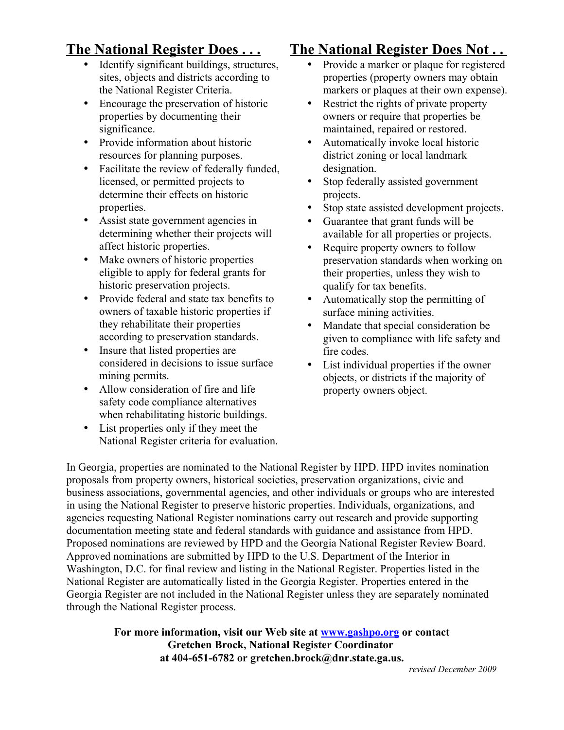## The National Register Does . . .

- Identify significant buildings, structures, sites, objects and districts according to the National Register Criteria.
- Encourage the preservation of historic properties by documenting their significance.
- Provide information about historic resources for planning purposes.
- Facilitate the review of federally funded, licensed, or permitted projects to determine their effects on historic properties.
- Assist state government agencies in determining whether their projects will affect historic properties.
- Make owners of historic properties eligible to apply for federal grants for historic preservation projects.
- Provide federal and state tax benefits to owners of taxable historic properties if they rehabilitate their properties according to preservation standards.
- Insure that listed properties are considered in decisions to issue surface mining permits.
- Allow consideration of fire and life safety code compliance alternatives when rehabilitating historic buildings.
- List properties only if they meet the National Register criteria for evaluation.

## The National Register Does Not . .

- Provide a marker or plaque for registered properties (property owners may obtain markers or plaques at their own expense).
- Restrict the rights of private property owners or require that properties be maintained, repaired or restored.
- Automatically invoke local historic district zoning or local landmark designation.
- Stop federally assisted government projects.
- Stop state assisted development projects.
- Guarantee that grant funds will be available for all properties or projects.
- Require property owners to follow preservation standards when working on their properties, unless they wish to qualify for tax benefits.
- Automatically stop the permitting of surface mining activities.
- Mandate that special consideration be given to compliance with life safety and fire codes.
- List individual properties if the owner objects, or districts if the majority of property owners object.

In Georgia, properties are nominated to the National Register by HPD. HPD invites nomination proposals from property owners, historical societies, preservation organizations, civic and business associations, governmental agencies, and other individuals or groups who are interested in using the National Register to preserve historic properties. Individuals, organizations, and agencies requesting National Register nominations carry out research and provide supporting documentation meeting state and federal standards with guidance and assistance from HPD. Proposed nominations are reviewed by HPD and the Georgia National Register Review Board. Approved nominations are submitted by HPD to the U.S. Department of the Interior in Washington, D.C. for final review and listing in the National Register. Properties listed in the National Register are automatically listed in the Georgia Register. Properties entered in the Georgia Register are not included in the National Register unless they are separately nominated through the National Register process.

**For more information, visit our Web site at [www.gashpo.org](http://www.gashpo.org) or contact Gretchen Brock, National Register Coordinator at 404-651-6782 or gretchen.brock@dnr.state.ga.us.**

*revised December 2009*